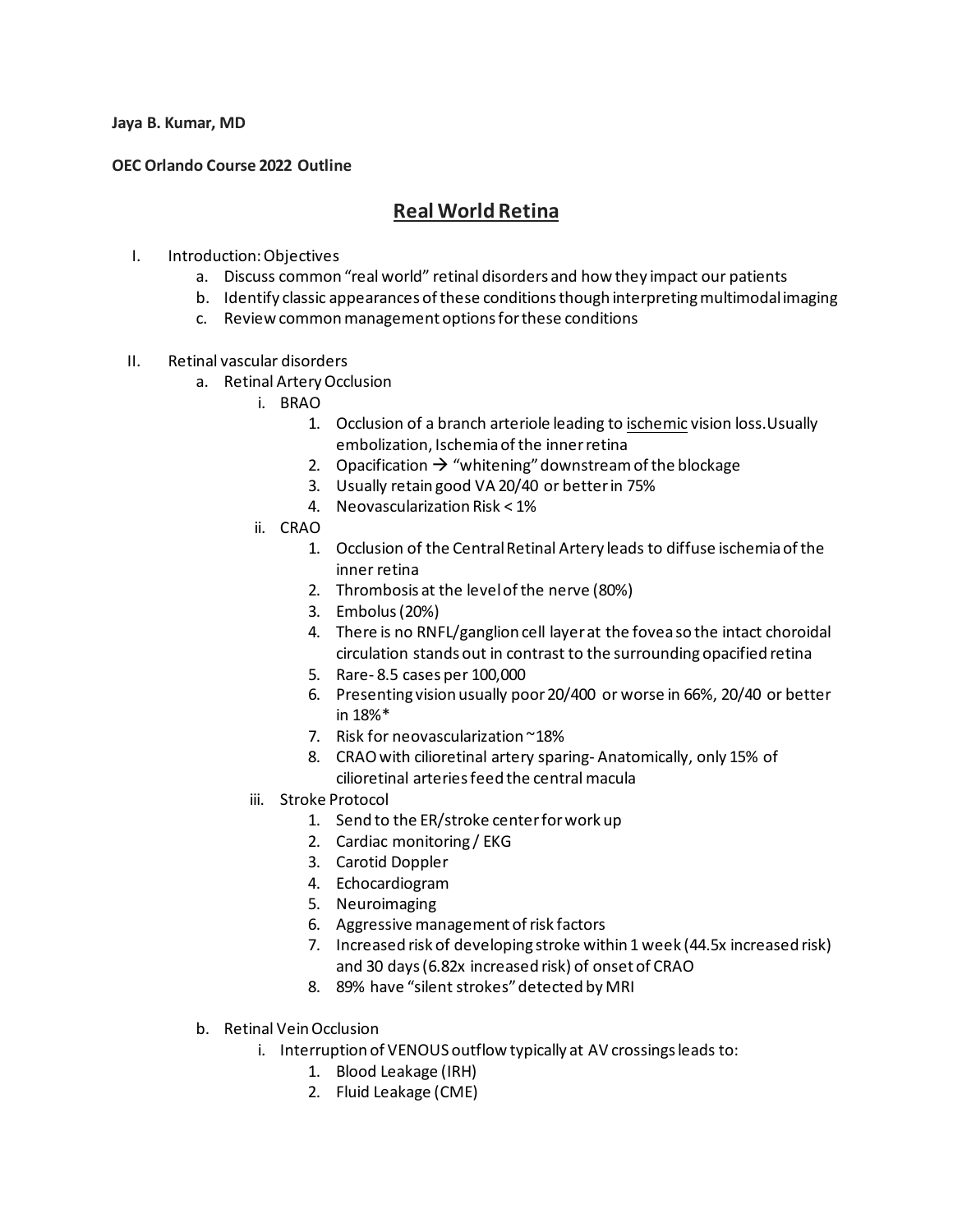**Jaya B. Kumar, MD**

**OEC Orlando Course 2022 Outline**

# <u>Real World Retina</u>

I. Introduction: Objectives
   a. Discuss common "real world" retinal disorders and how they impact our patients
   b. Identify classic appearances of these conditions though interpreting multimodal imaging
   c. Review common management options for these conditions

II. Retinal vascular disorders
   a. Retinal Artery Occlusion
      i. BRAO
         1. Occlusion of a branch arteriole leading to <u>ischemic</u> vision loss. Usually embolization, Ischemia of the inner retina
         2. Opacification → "whitening" downstream of the blockage
         3. Usually retain good VA 20/40 or better in 75%
         4. Neovascularization Risk < 1%
      ii. CRAO
         1. Occlusion of the Central Retinal Artery leads to diffuse ischemia of the inner retina
         2. Thrombosis at the level of the nerve (80%)
         3. Embolus (20%)
         4. There is no RNFL/ganglion cell layer at the fovea so the intact choroidal circulation stands out in contrast to the surrounding opacified retina
         5. Rare- 8.5 cases per 100,000
         6. Presenting vision usually poor 20/400 or worse in 66%, 20/40 or better in 18%*
         7. Risk for neovascularization ~18%
         8. CRAO with cilioretinal artery sparing- Anatomically, only 15% of cilioretinal arteries feed the central macula
      iii. Stroke Protocol
         1. Send to the ER/stroke center for work up
         2. Cardiac monitoring / EKG
         3. Carotid Doppler
         4. Echocardiogram
         5. Neuroimaging
         6. Aggressive management of risk factors
         7. Increased risk of developing stroke within 1 week (44.5x increased risk) and 30 days (6.82x increased risk) of onset of CRAO
         8. 89% have "silent strokes" detected by MRI

   b. Retinal Vein Occlusion
      i. Interruption of VENOUS outflow typically at AV crossings leads to:
         1. Blood Leakage (IRH)
         2. Fluid Leakage (CME)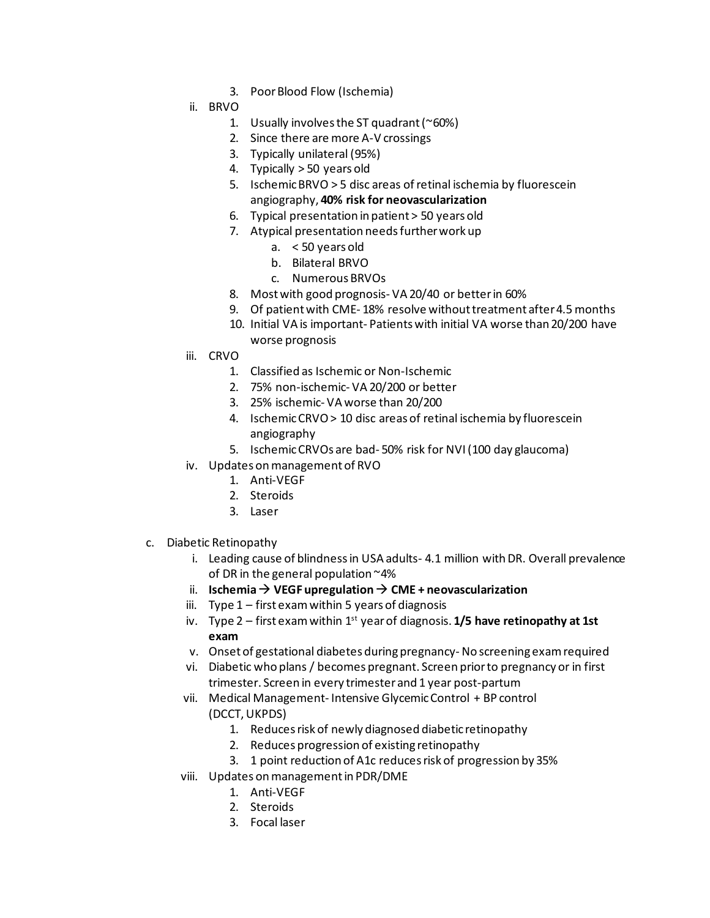3. Poor Blood Flow (Ischemia)

ii. BRVO
   1. Usually involves the ST quadrant (~60%)
   2. Since there are more A-V crossings
   3. Typically unilateral (95%)
   4. Typically > 50 years old
   5. Ischemic BRVO > 5 disc areas of retinal ischemia by fluorescein angiography, **40% risk for neovascularization**
   6. Typical presentation in patient > 50 years old
   7. Atypical presentation needs further work up
      a. < 50 years old
      b. Bilateral BRVO
      c. Numerous BRVOs
   8. Most with good prognosis- VA 20/40 or better in 60%
   9. Of patient with CME- 18% resolve without treatment after 4.5 months
   10. Initial VA is important- Patients with initial VA worse than 20/200 have worse prognosis

iii. CRVO
   1. Classified as Ischemic or Non-Ischemic
   2. 75% non-ischemic- VA 20/200 or better
   3. 25% ischemic- VA worse than 20/200
   4. Ischemic CRVO > 10 disc areas of retinal ischemia by fluorescein angiography
   5. Ischemic CRVOs are bad- 50% risk for NVI (100 day glaucoma)

iv. Updates on management of RVO
   1. Anti-VEGF
   2. Steroids
   3. Laser

c. Diabetic Retinopathy

i. Leading cause of blindness in USA adults- 4.1 million with DR. Overall prevalence of DR in the general population ~4%

ii. **Ischemia → VEGF upregulation → CME + neovascularization**

iii. Type 1 – first exam within 5 years of diagnosis

iv. Type 2 – first exam within 1st year of diagnosis. **1/5 have retinopathy at 1st exam**

v. Onset of gestational diabetes during pregnancy- No screening exam required

vi. Diabetic who plans / becomes pregnant. Screen prior to pregnancy or in first trimester. Screen in every trimester and 1 year post-partum

vii. Medical Management- Intensive Glycemic Control + BP control (DCCT, UKPDS)
   1. Reduces risk of newly diagnosed diabetic retinopathy
   2. Reduces progression of existing retinopathy
   3. 1 point reduction of A1c reduces risk of progression by 35%

viii. Updates on management in PDR/DME
   1. Anti-VEGF
   2. Steroids
   3. Focal laser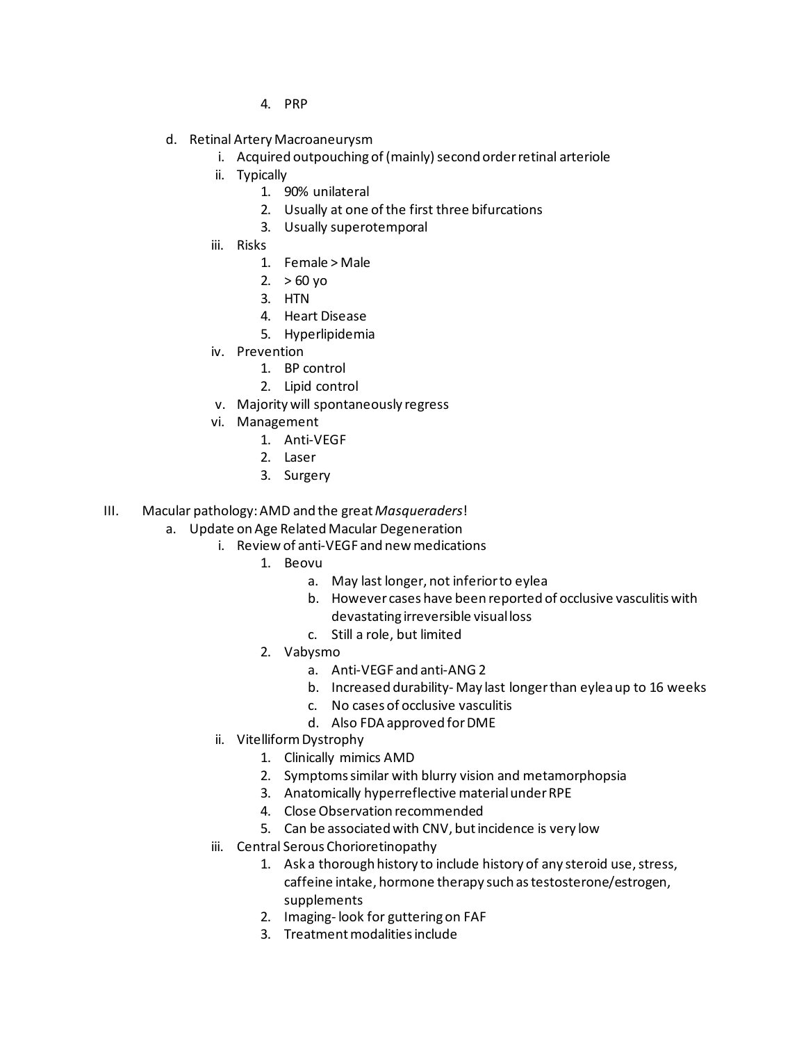4. PRP

d. Retinal Artery Macroaneurysm
   i. Acquired outpouching of (mainly) second order retinal arteriole
   ii. Typically
      1. 90% unilateral
      2. Usually at one of the first three bifurcations
      3. Usually superotemporal
   iii. Risks
      1. Female > Male
      2. > 60 yo
      3. HTN
      4. Heart Disease
      5. Hyperlipidemia
   iv. Prevention
      1. BP control
      2. Lipid control
   v. Majority will spontaneously regress
   vi. Management
      1. Anti-VEGF
      2. Laser
      3. Surgery

III. Macular pathology: AMD and the great *Masqueraders*!

a. Update on Age Related Macular Degeneration
   i. Review of anti-VEGF and new medications
      1. Beovu
         a. May last longer, not inferior to eylea
         b. However cases have been reported of occlusive vasculitis with devastating irreversible visual loss
         c. Still a role, but limited
      2. Vabysmo
         a. Anti-VEGF and anti-ANG 2
         b. Increased durability- May last longer than eylea up to 16 weeks
         c. No cases of occlusive vasculitis
         d. Also FDA approved for DME
   ii. Vitelliform Dystrophy
      1. Clinically mimics AMD
      2. Symptoms similar with blurry vision and metamorphopsia
      3. Anatomically hyperreflective material under RPE
      4. Close Observation recommended
      5. Can be associated with CNV, but incidence is very low
   iii. Central Serous Chorioretinopathy
      1. Ask a thorough history to include history of any steroid use, stress, caffeine intake, hormone therapy such as testosterone/estrogen, supplements
      2. Imaging- look for guttering on FAF
      3. Treatment modalities include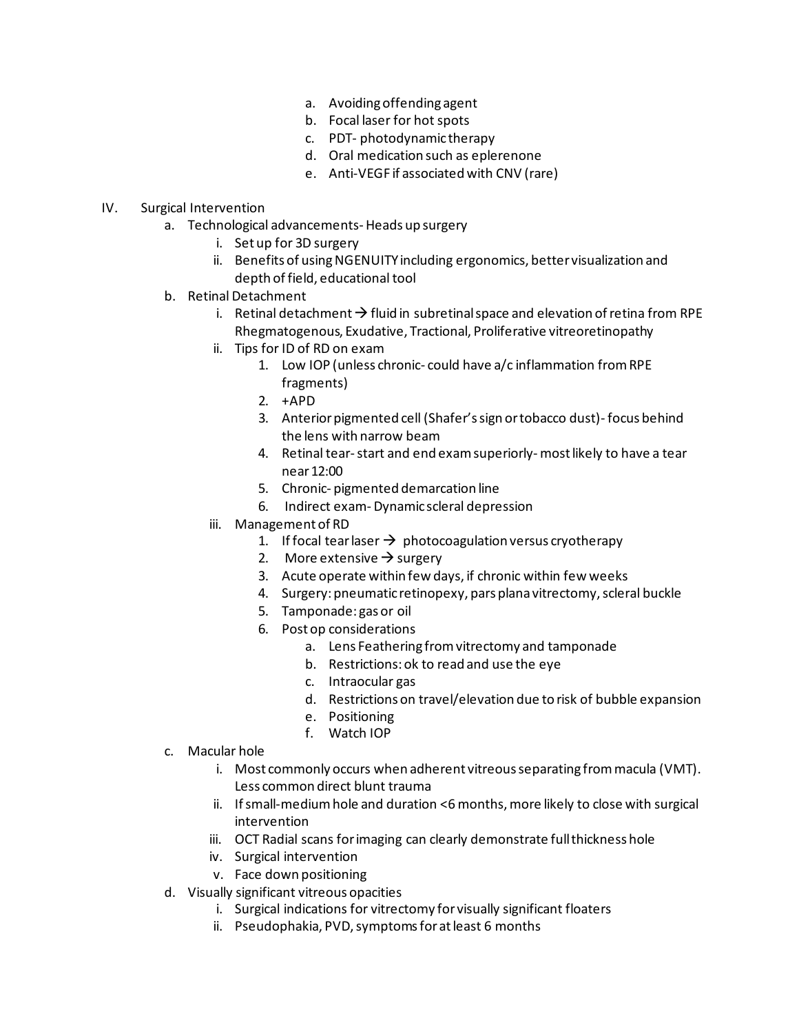a. Avoiding offending agent
b. Focal laser for hot spots
c. PDT- photodynamic therapy
d. Oral medication such as eplerenone
e. Anti-VEGF if associated with CNV (rare)

IV. Surgical Intervention
   a. Technological advancements- Heads up surgery
      i. Set up for 3D surgery
      ii. Benefits of using NGENUITY including ergonomics, better visualization and depth of field, educational tool
   b. Retinal Detachment
      i. Retinal detachment → fluid in subretinal space and elevation of retina from RPE Rhegmatogenous, Exudative, Tractional, Proliferative vitreoretinopathy
      ii. Tips for ID of RD on exam
         1. Low IOP (unless chronic- could have a/c inflammation from RPE fragments)
         2. +APD
         3. Anterior pigmented cell (Shafer's sign or tobacco dust)- focus behind the lens with narrow beam
         4. Retinal tear- start and end exam superiorly- most likely to have a tear near 12:00
         5. Chronic- pigmented demarcation line
         6. Indirect exam- Dynamic scleral depression
      iii. Management of RD
         1. If focal tear laser → photocoagulation versus cryotherapy
         2. More extensive → surgery
         3. Acute operate within few days, if chronic within few weeks
         4. Surgery: pneumatic retinopexy, pars plana vitrectomy, scleral buckle
         5. Tamponade: gas or oil
         6. Post op considerations
            a. Lens Feathering from vitrectomy and tamponade
            b. Restrictions: ok to read and use the eye
            c. Intraocular gas
            d. Restrictions on travel/elevation due to risk of bubble expansion
            e. Positioning
            f. Watch IOP
   c. Macular hole
      i. Most commonly occurs when adherent vitreous separating from macula (VMT). Less common direct blunt trauma
      ii. If small-medium hole and duration <6 months, more likely to close with surgical intervention
      iii. OCT Radial scans for imaging can clearly demonstrate full thickness hole
      iv. Surgical intervention
      v. Face down positioning
   d. Visually significant vitreous opacities
      i. Surgical indications for vitrectomy for visually significant floaters
      ii. Pseudophakia, PVD, symptoms for at least 6 months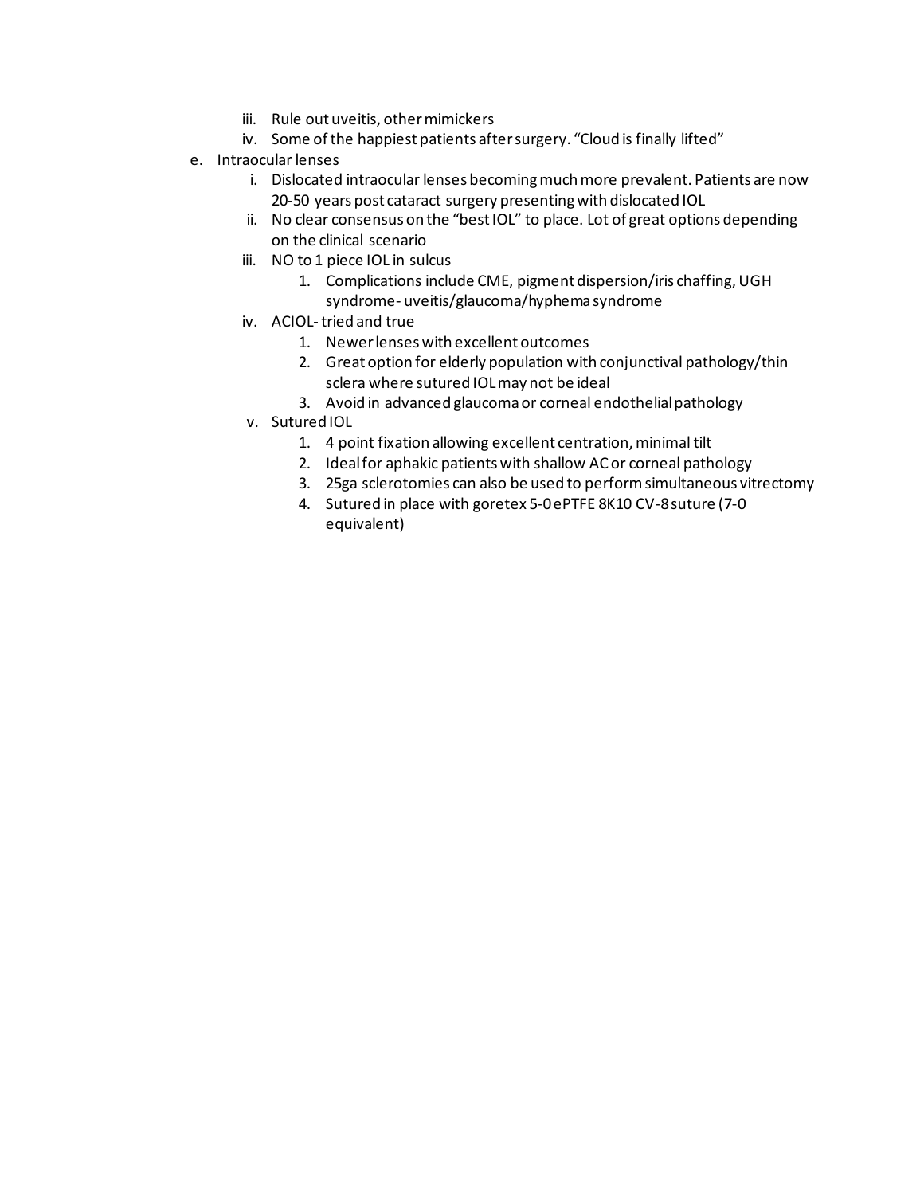iii. Rule out uveitis, other mimickers
   iv. Some of the happiest patients after surgery. "Cloud is finally lifted"

e. Intraocular lenses
   i. Dislocated intraocular lenses becoming much more prevalent. Patients are now 20-50 years post cataract surgery presenting with dislocated IOL
   ii. No clear consensus on the "best IOL" to place. Lot of great options depending on the clinical scenario
   iii. NO to 1 piece IOL in sulcus
      1. Complications include CME, pigment dispersion/iris chaffing, UGH syndrome- uveitis/glaucoma/hyphema syndrome
   iv. ACIOL- tried and true
      1. Newer lenses with excellent outcomes
      2. Great option for elderly population with conjunctival pathology/thin sclera where sutured IOL may not be ideal
      3. Avoid in advanced glaucoma or corneal endothelial pathology
   v. Sutured IOL
      1. 4 point fixation allowing excellent centration, minimal tilt
      2. Ideal for aphakic patients with shallow AC or corneal pathology
      3. 25ga sclerotomies can also be used to perform simultaneous vitrectomy
      4. Sutured in place with goretex 5-0 ePTFE 8K10 CV-8 suture (7-0 equivalent)